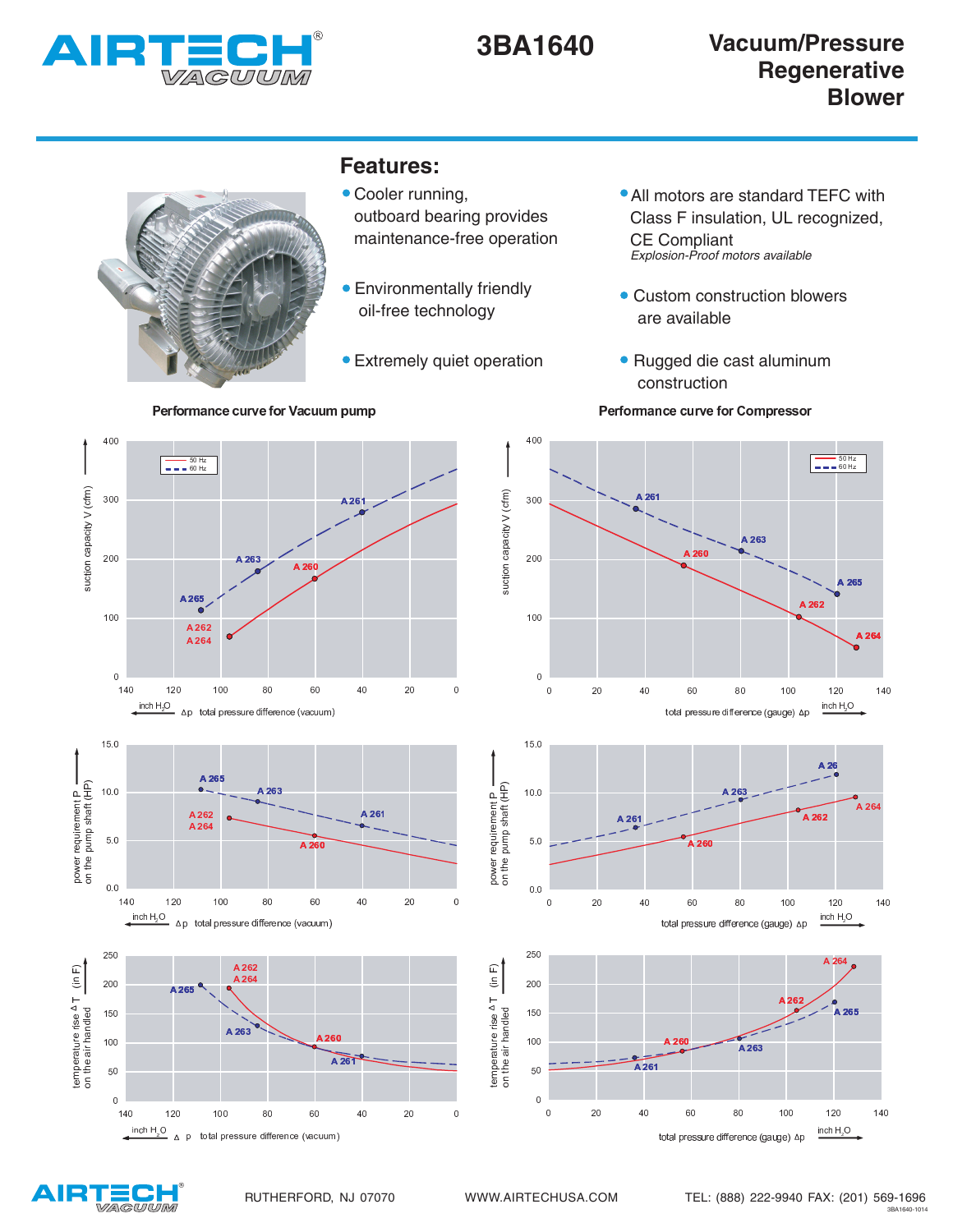# AIRTECH VACUUM

# 3BA1640

## Vacuum/Pressure Regenerative Blower

## Features:

- Cooler running, outboard bearing provides maintenance-free operation
- Environmentally friendly oil-free technology
- Extremely quiet operation
- All motors are standard TEFC with Class F insulation, UL recognized, CE Compliant
  *Explosion-Proof motors available*
- Custom construction blowers are available
- Rugged die cast aluminum construction

### Performance curve for Vacuum pump

suction capacity V (cfm) vs. Δp total pressure difference (vacuum), inch $H_2O$ — 50 Hz / 60 Hz — A 261, A 263, A 265, A 260, A 262, A 264

power requirement P on the pump shaft (HP) vs. Δp total pressure difference (vacuum), inch $H_2O$ — A 265, A 263, A 261, A 262, A 264, A 260

temperature rise Δ T (in F) on the air handled vs. Δp total pressure difference (vacuum), inch $H_2O$ — A 262, A 264, A 265, A 263, A 260, A 261

### Performance curve for Compressor

suction capacity V (cfm) vs. total pressure difference (gauge) Δp, inch $H_2O$ — 50 Hz / 60 Hz — A 261, A 263, A 265, A 260, A 262, A 264

power requirement P on the pump shaft (HP) vs. total pressure difference (gauge) Δp, inch $H_2O$ — A 26, A 263, A 261, A 264, A 262, A 260

temperature rise Δ T (in F) on the air handled vs. total pressure difference (gauge) Δp, inch $H_2O$ — A 264, A 262, A 265, A 260, A 263, A 261

RUTHERFORD, NJ 07070 WWW.AIRTECHUSA.COM TEL: (888) 222-9940 FAX: (201) 569-1696

3BA1640-1014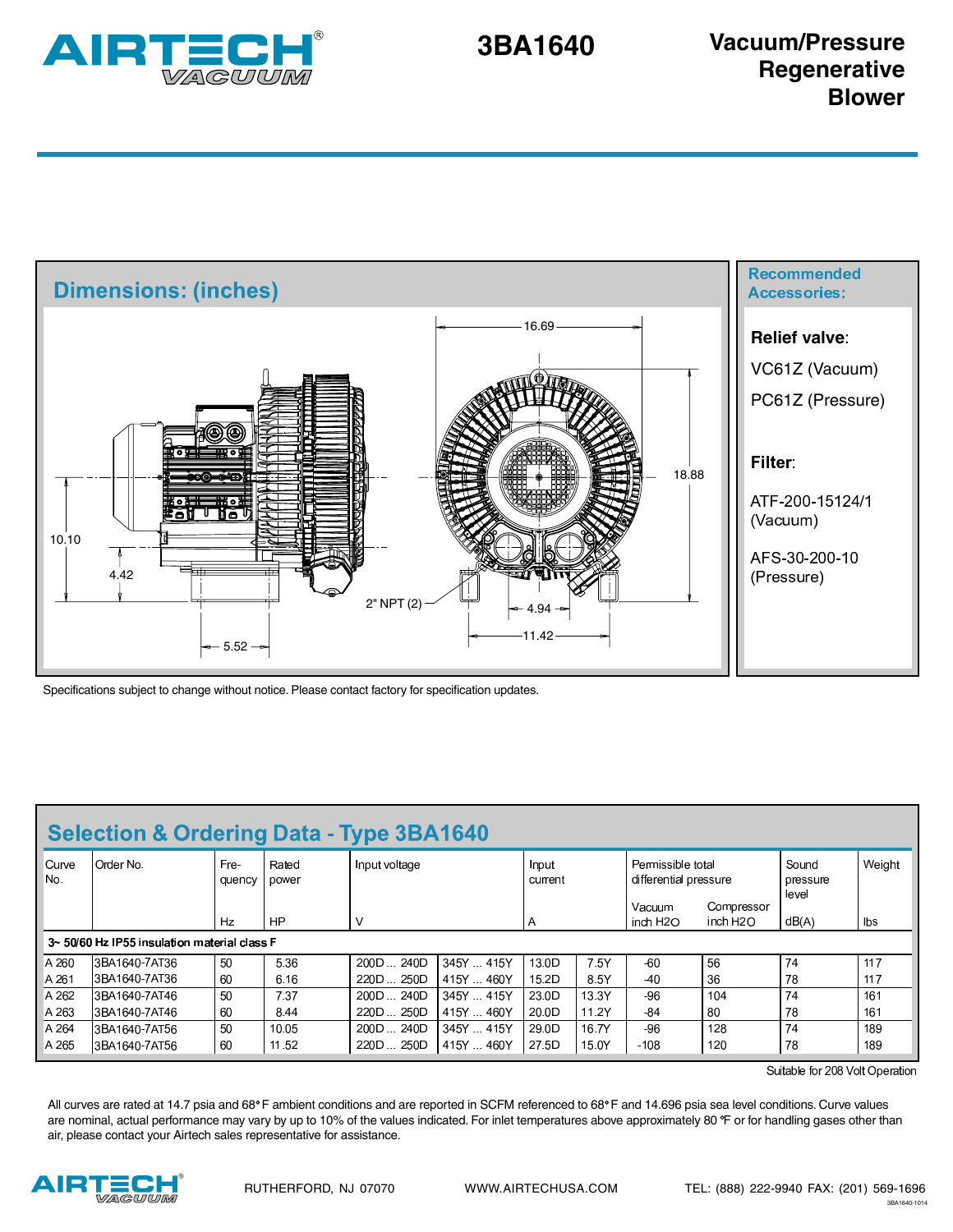# 3BA1640

## Vacuum/Pressure Regenerative Blower

## Dimensions: (inches)

16.69

18.88

10.10

4.42

5.52

2" NPT (2)

4.94

11.42

## Recommended Accessories:

**Relief valve**:

VC61Z (Vacuum)

PC61Z (Pressure)

**Filter**:

ATF-200-15124/1 (Vacuum)

AFS-30-200-10 (Pressure)

Specifications subject to change without notice. Please contact factory for specification updates.

## Selection & Ordering Data - Type 3BA1640

| Curve No. | Order No. | Frequency Hz | Rated power HP | Input voltage V | | Input current A | | Permissible total differential pressure | | Sound pressure level dB(A) | Weight lbs |
|---|---|---|---|---|---|---|---|---|---|---|---|
| | | | | | | | | Vacuum inch $H_2O$ | Compressor inch $H_2O$ | | |
| 3~ 50/60 Hz IP55 insulation material class F | | | | | | | | | | | |
| A 260 | 3BA1640-7AT36 | 50 | 5.36 | 200D ... 240D | 345Y ... 415Y | 13.0D | 7.5Y | -60 | 56 | 74 | 117 |
| A 261 | 3BA1640-7AT36 | 60 | 6.16 | 220D ... 250D | 415Y ... 460Y | 15.2D | 8.5Y | -40 | 36 | 78 | 117 |
| A 262 | 3BA1640-7AT46 | 50 | 7.37 | 200D ... 240D | 345Y ... 415Y | 23.0D | 13.3Y | -96 | 104 | 74 | 161 |
| A 263 | 3BA1640-7AT46 | 60 | 8.44 | 220D ... 250D | 415Y ... 460Y | 20.0D | 11.2Y | -84 | 80 | 78 | 161 |
| A 264 | 3BA1640-7AT56 | 50 | 10.05 | 200D ... 240D | 345Y ... 415Y | 29.0D | 16.7Y | -96 | 128 | 74 | 189 |
| A 265 | 3BA1640-7AT56 | 60 | 11.52 | 220D ... 250D | 415Y ... 460Y | 27.5D | 15.0Y | -108 | 120 | 78 | 189 |

Suitable for 208 Volt Operation

All curves are rated at 14.7 psia and 68° F ambient conditions and are reported in SCFM referenced to 68° F and 14.696 psia sea level conditions. Curve values are nominal, actual performance may vary by up to 10% of the values indicated. For inlet temperatures above approximately 80 °F or for handling gases other than air, please contact your Airtech sales representative for assistance.

RUTHERFORD, NJ 07070 WWW.AIRTECHUSA.COM TEL: (888) 222-9940 FAX: (201) 569-1696

3BA1640-1014